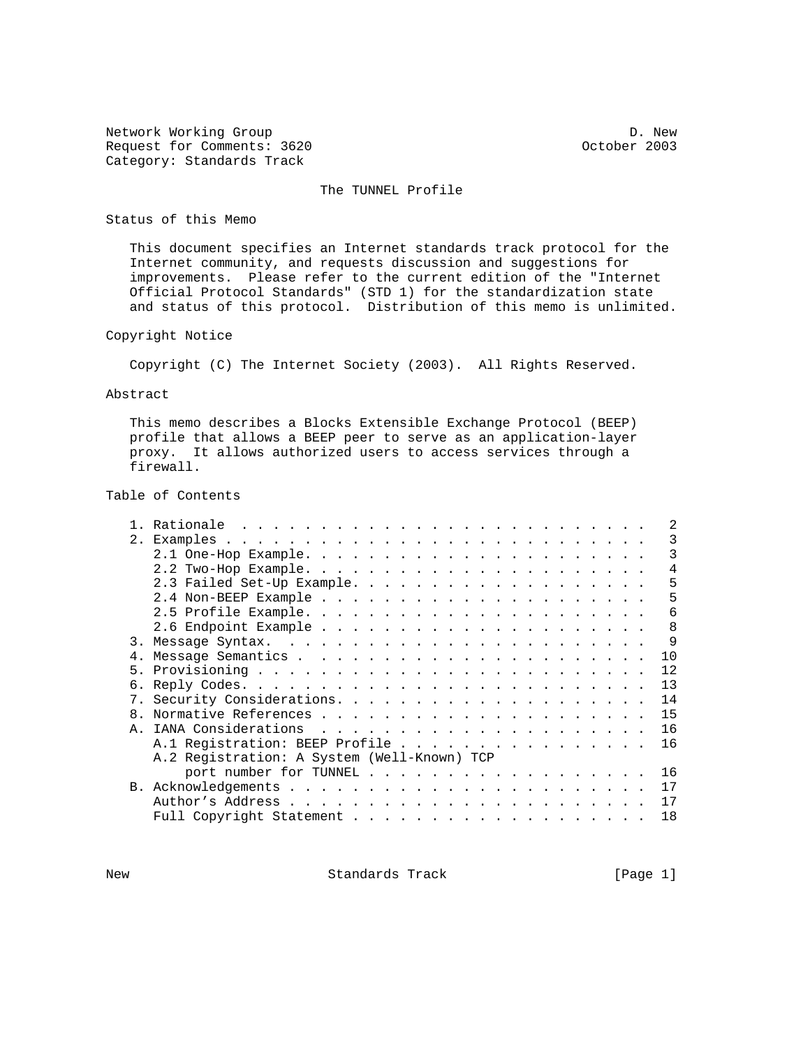Network Working Group D. New
Request for Comments: 3620 October 2003
Category: Standards Track

# The TUNNEL Profile

## Status of this Memo

This document specifies an Internet standards track protocol for the Internet community, and requests discussion and suggestions for improvements. Please refer to the current edition of the "Internet Official Protocol Standards" (STD 1) for the standardization state and status of this protocol. Distribution of this memo is unlimited.

## Copyright Notice

Copyright (C) The Internet Society (2003). All Rights Reserved.

## Abstract

This memo describes a Blocks Extensible Exchange Protocol (BEEP) profile that allows a BEEP peer to serve as an application-layer proxy. It allows authorized users to access services through a firewall.

## Table of Contents

```
   1. Rationale  . . . . . . . . . . . . . . . . . . . . . . . . . .   2
   2. Examples . . . . . . . . . . . . . . . . . . . . . . . . . . .   3
      2.1 One-Hop Example. . . . . . . . . . . . . . . . . . . . . .   3
      2.2 Two-Hop Example. . . . . . . . . . . . . . . . . . . . . .   4
      2.3 Failed Set-Up Example. . . . . . . . . . . . . . . . . . .   5
      2.4 Non-BEEP Example . . . . . . . . . . . . . . . . . . . . .   5
      2.5 Profile Example. . . . . . . . . . . . . . . . . . . . . .   6
      2.6 Endpoint Example . . . . . . . . . . . . . . . . . . . . .   8
   3. Message Syntax.  . . . . . . . . . . . . . . . . . . . . . . .   9
   4. Message Semantics . . . . . . . . . . . . . . . . . . . . . .  10
   5. Provisioning . . . . . . . . . . . . . . . . . . . . . . . . .  12
   6. Reply Codes. . . . . . . . . . . . . . . . . . . . . . . . . .  13
   7. Security Considerations. . . . . . . . . . . . . . . . . . . .  14
   8. Normative References . . . . . . . . . . . . . . . . . . . . .  15
   A. IANA Considerations  . . . . . . . . . . . . . . . . . . . . .  16
      A.1 Registration: BEEP Profile . . . . . . . . . . . . . . . .  16
      A.2 Registration: A System (Well-Known) TCP
          port number for TUNNEL . . . . . . . . . . . . . . . . . .  16
   B. Acknowledgements . . . . . . . . . . . . . . . . . . . . . . .  17
      Author's Address . . . . . . . . . . . . . . . . . . . . . . .  17
      Full Copyright Statement . . . . . . . . . . . . . . . . . . .  18
```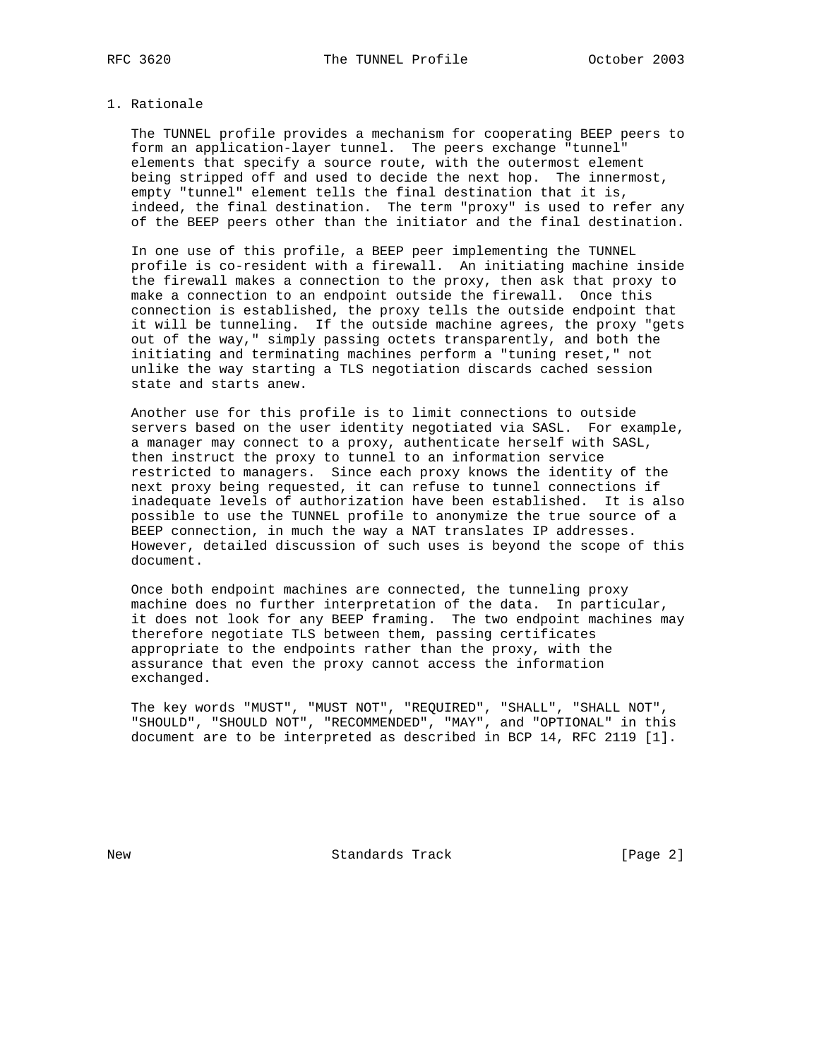# 1. Rationale

The TUNNEL profile provides a mechanism for cooperating BEEP peers to form an application-layer tunnel. The peers exchange "tunnel" elements that specify a source route, with the outermost element being stripped off and used to decide the next hop. The innermost, empty "tunnel" element tells the final destination that it is, indeed, the final destination. The term "proxy" is used to refer any of the BEEP peers other than the initiator and the final destination.

In one use of this profile, a BEEP peer implementing the TUNNEL profile is co-resident with a firewall. An initiating machine inside the firewall makes a connection to the proxy, then ask that proxy to make a connection to an endpoint outside the firewall. Once this connection is established, the proxy tells the outside endpoint that it will be tunneling. If the outside machine agrees, the proxy "gets out of the way," simply passing octets transparently, and both the initiating and terminating machines perform a "tuning reset," not unlike the way starting a TLS negotiation discards cached session state and starts anew.

Another use for this profile is to limit connections to outside servers based on the user identity negotiated via SASL. For example, a manager may connect to a proxy, authenticate herself with SASL, then instruct the proxy to tunnel to an information service restricted to managers. Since each proxy knows the identity of the next proxy being requested, it can refuse to tunnel connections if inadequate levels of authorization have been established. It is also possible to use the TUNNEL profile to anonymize the true source of a BEEP connection, in much the way a NAT translates IP addresses. However, detailed discussion of such uses is beyond the scope of this document.

Once both endpoint machines are connected, the tunneling proxy machine does no further interpretation of the data. In particular, it does not look for any BEEP framing. The two endpoint machines may therefore negotiate TLS between them, passing certificates appropriate to the endpoints rather than the proxy, with the assurance that even the proxy cannot access the information exchanged.

The key words "MUST", "MUST NOT", "REQUIRED", "SHALL", "SHALL NOT", "SHOULD", "SHOULD NOT", "RECOMMENDED", "MAY", and "OPTIONAL" in this document are to be interpreted as described in BCP 14, RFC 2119 [1].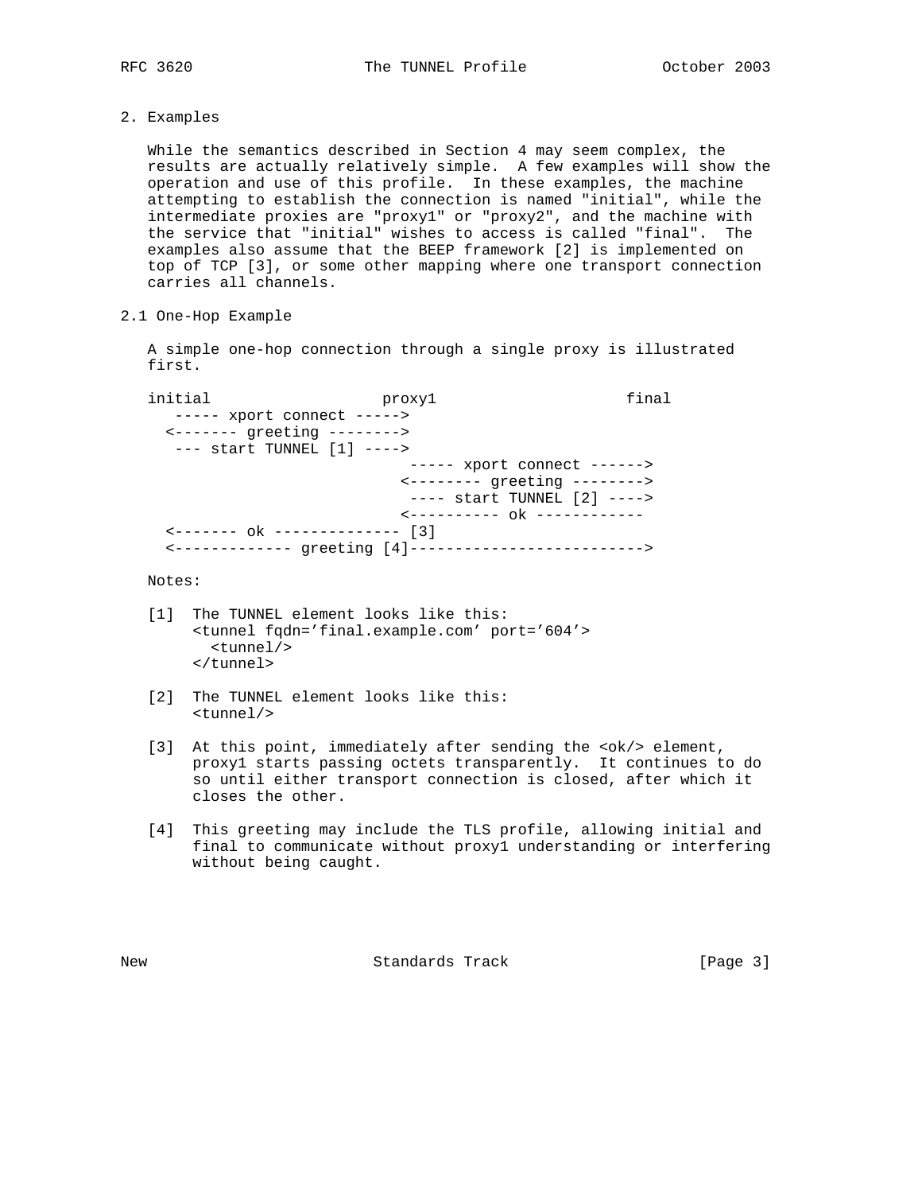## 2. Examples

While the semantics described in Section 4 may seem complex, the results are actually relatively simple. A few examples will show the operation and use of this profile. In these examples, the machine attempting to establish the connection is named "initial", while the intermediate proxies are "proxy1" or "proxy2", and the machine with the service that "initial" wishes to access is called "final". The examples also assume that the BEEP framework [2] is implemented on top of TCP [3], or some other mapping where one transport connection carries all channels.

### 2.1 One-Hop Example

A simple one-hop connection through a single proxy is illustrated first.

```
initial                  proxy1                     final
   ----- xport connect ----->
  <------- greeting -------->
   --- start TUNNEL [1] ---->
                             ----- xport connect ------>
                            <-------- greeting -------->
                             ---- start TUNNEL [2] ---->
                            <---------- ok ------------
  <------- ok -------------- [3]
  <------------- greeting [4]-------------------------->
```

Notes:

[1] The TUNNEL element looks like this:
```
<tunnel fqdn='final.example.com' port='604'>
  <tunnel/>
</tunnel>
```

[2] The TUNNEL element looks like this:
```
<tunnel/>
```

[3] At this point, immediately after sending the <ok/> element, proxy1 starts passing octets transparently. It continues to do so until either transport connection is closed, after which it closes the other.

[4] This greeting may include the TLS profile, allowing initial and final to communicate without proxy1 understanding or interfering without being caught.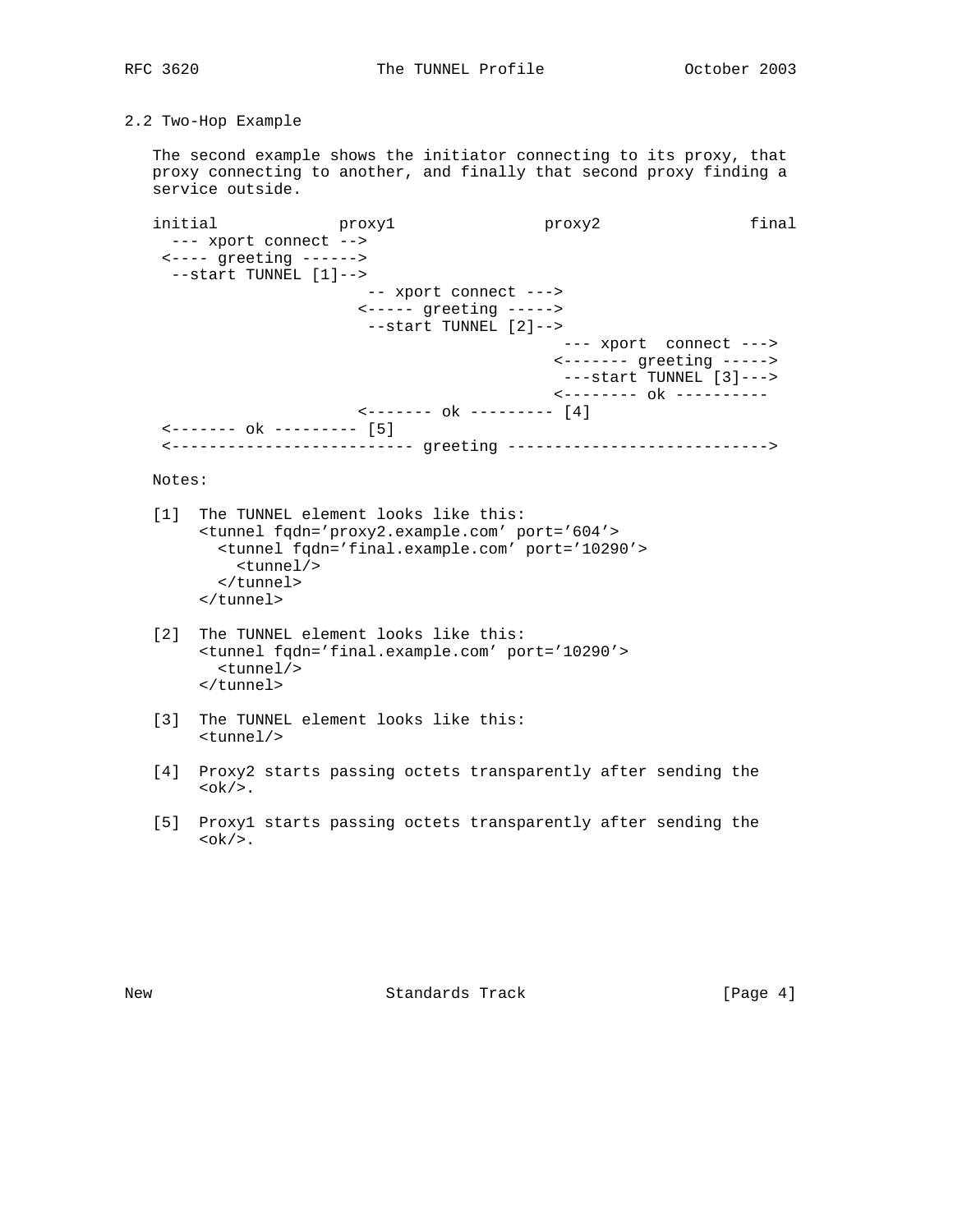## 2.2 Two-Hop Example

The second example shows the initiator connecting to its proxy, that proxy connecting to another, and finally that second proxy finding a service outside.

```
initial             proxy1                proxy2                final
  --- xport connect -->
 <---- greeting ------>
  --start TUNNEL [1]-->
                       -- xport connect --->
                      <----- greeting ----->
                       --start TUNNEL [2]-->
                                            --- xport  connect --->
                                           <------- greeting ----->
                                            ---start TUNNEL [3]--->
                                           <-------- ok ----------
                      <------- ok --------- [4]
 <------- ok --------- [5]
 <------------------------- greeting --------------------------->
```

Notes:

[1] The TUNNEL element looks like this:
```
<tunnel fqdn='proxy2.example.com' port='604'>
  <tunnel fqdn='final.example.com' port='10290'>
    <tunnel/>
  </tunnel>
</tunnel>
```

[2] The TUNNEL element looks like this:
```
<tunnel fqdn='final.example.com' port='10290'>
  <tunnel/>
</tunnel>
```

[3] The TUNNEL element looks like this:
```
<tunnel/>
```

[4] Proxy2 starts passing octets transparently after sending the <ok/>.

[5] Proxy1 starts passing octets transparently after sending the <ok/>.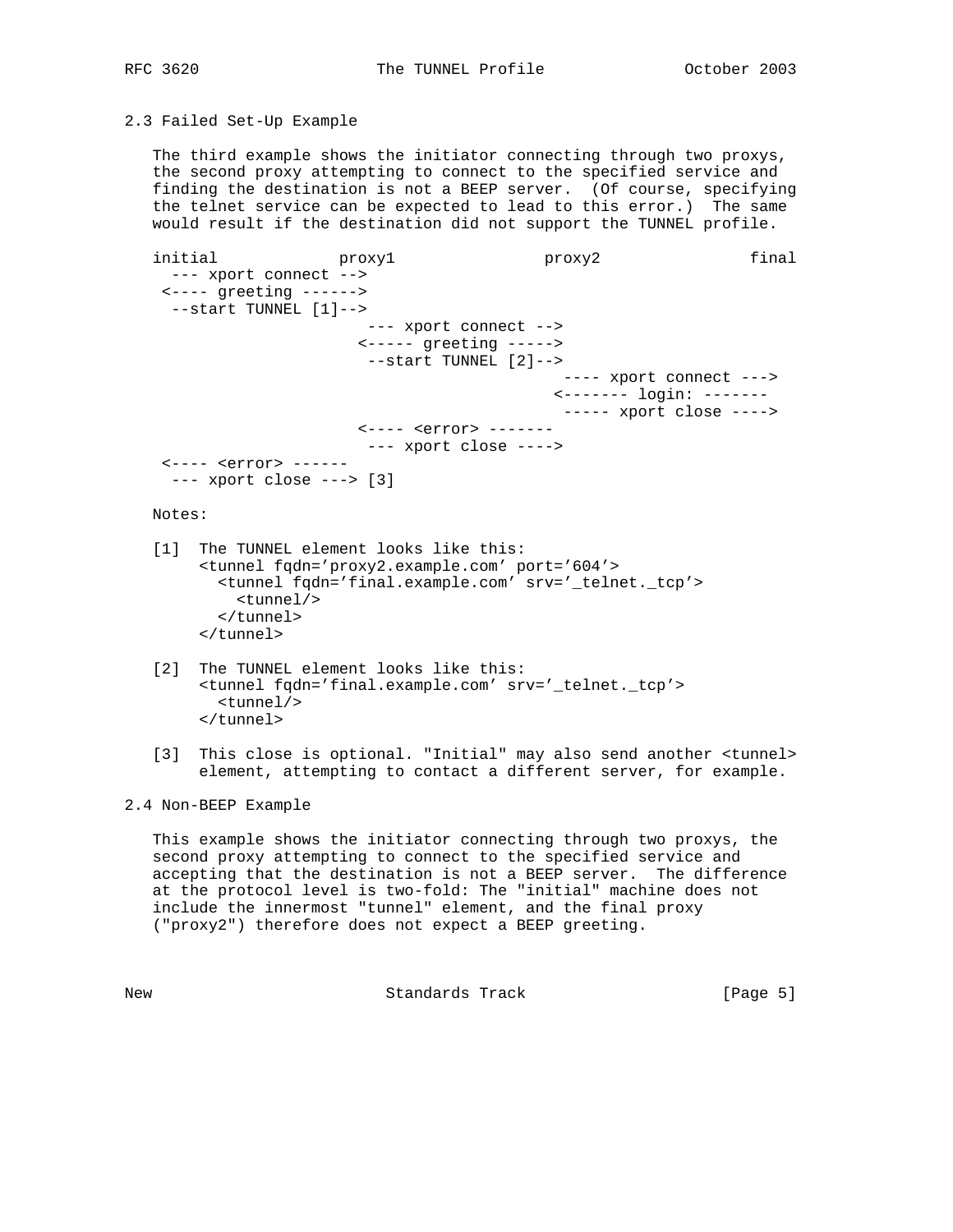## 2.3 Failed Set-Up Example

The third example shows the initiator connecting through two proxys, the second proxy attempting to connect to the specified service and finding the destination is not a BEEP server. (Of course, specifying the telnet service can be expected to lead to this error.) The same would result if the destination did not support the TUNNEL profile.

```
initial             proxy1                proxy2                final
  --- xport connect -->
 <---- greeting ------>
  --start TUNNEL [1]-->
                       --- xport connect -->
                      <----- greeting ----->
                       --start TUNNEL [2]-->
                                             ---- xport connect --->
                                            <------- login: -------
                                             ----- xport close ---->
                      <---- <error> -------
                       --- xport close ---->
 <---- <error> ------
  --- xport close ---> [3]
```

Notes:

[1] The TUNNEL element looks like this:

```
<tunnel fqdn='proxy2.example.com' port='604'>
  <tunnel fqdn='final.example.com' srv='_telnet._tcp'>
    <tunnel/>
  </tunnel>
</tunnel>
```

[2] The TUNNEL element looks like this:

```
<tunnel fqdn='final.example.com' srv='_telnet._tcp'>
  <tunnel/>
</tunnel>
```

[3] This close is optional. "Initial" may also send another <tunnel> element, attempting to contact a different server, for example.

## 2.4 Non-BEEP Example

This example shows the initiator connecting through two proxys, the second proxy attempting to connect to the specified service and accepting that the destination is not a BEEP server. The difference at the protocol level is two-fold: The "initial" machine does not include the innermost "tunnel" element, and the final proxy ("proxy2") therefore does not expect a BEEP greeting.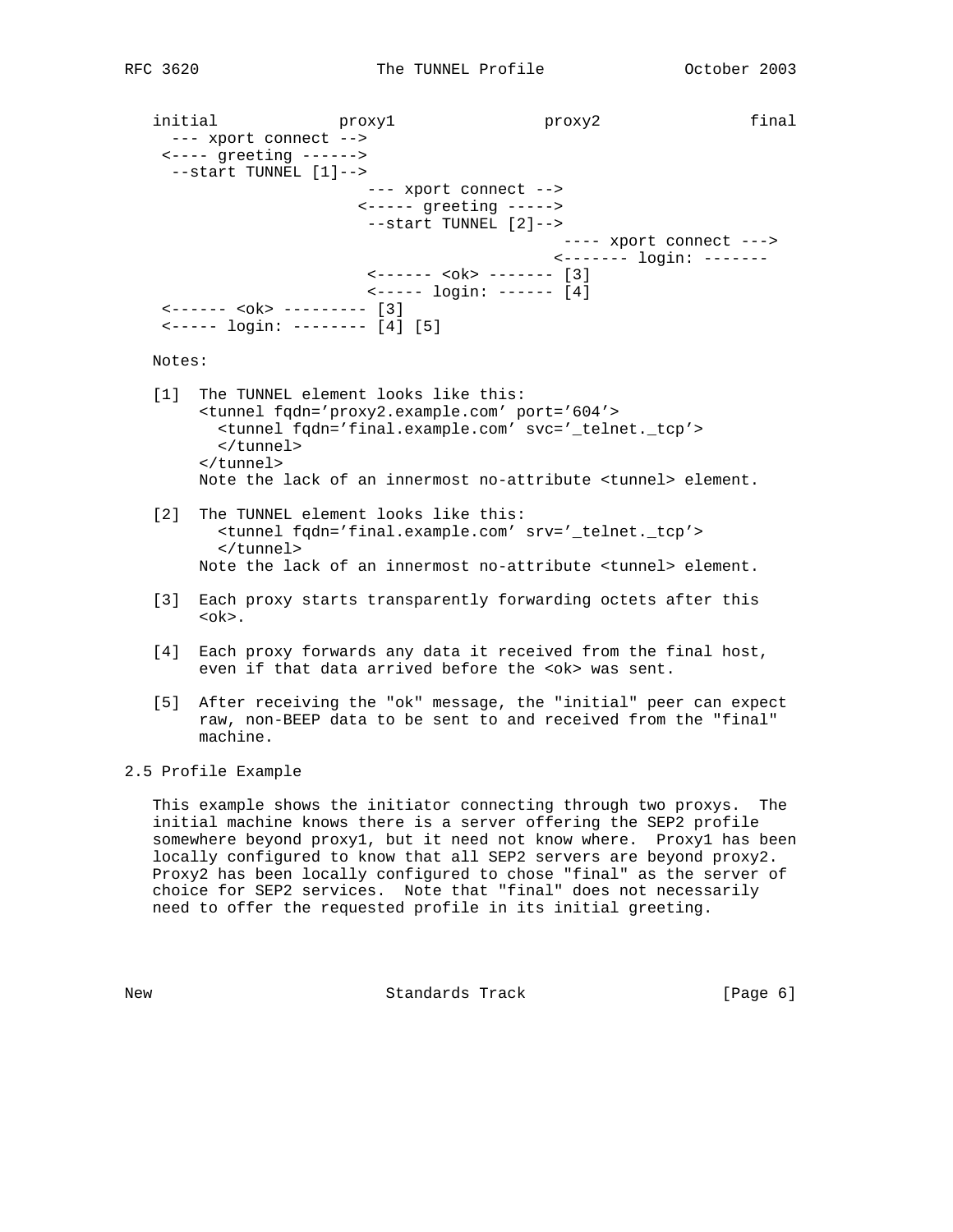```
initial             proxy1                proxy2                final
  --- xport connect -->
 <---- greeting ------>
  --start TUNNEL [1]-->
                        --- xport connect -->
                       <----- greeting ----->
                        --start TUNNEL [2]-->
                                             ---- xport connect --->
                                            <------- login: -------
                        <------ <ok> ------- [3]
                        <----- login: ------ [4]
 <------ <ok> --------- [3]
 <----- login: -------- [4] [5]
```

Notes:

[1] The TUNNEL element looks like this:

```
<tunnel fqdn='proxy2.example.com' port='604'>
  <tunnel fqdn='final.example.com' svc='_telnet._tcp'>
  </tunnel>
</tunnel>
```

Note the lack of an innermost no-attribute <tunnel> element.

[2] The TUNNEL element looks like this:

```
  <tunnel fqdn='final.example.com' srv='_telnet._tcp'>
  </tunnel>
```

Note the lack of an innermost no-attribute <tunnel> element.

[3] Each proxy starts transparently forwarding octets after this <ok>.

[4] Each proxy forwards any data it received from the final host, even if that data arrived before the <ok> was sent.

[5] After receiving the "ok" message, the "initial" peer can expect raw, non-BEEP data to be sent to and received from the "final" machine.

## 2.5 Profile Example

This example shows the initiator connecting through two proxys. The initial machine knows there is a server offering the SEP2 profile somewhere beyond proxy1, but it need not know where. Proxy1 has been locally configured to know that all SEP2 servers are beyond proxy2. Proxy2 has been locally configured to chose "final" as the server of choice for SEP2 services. Note that "final" does not necessarily need to offer the requested profile in its initial greeting.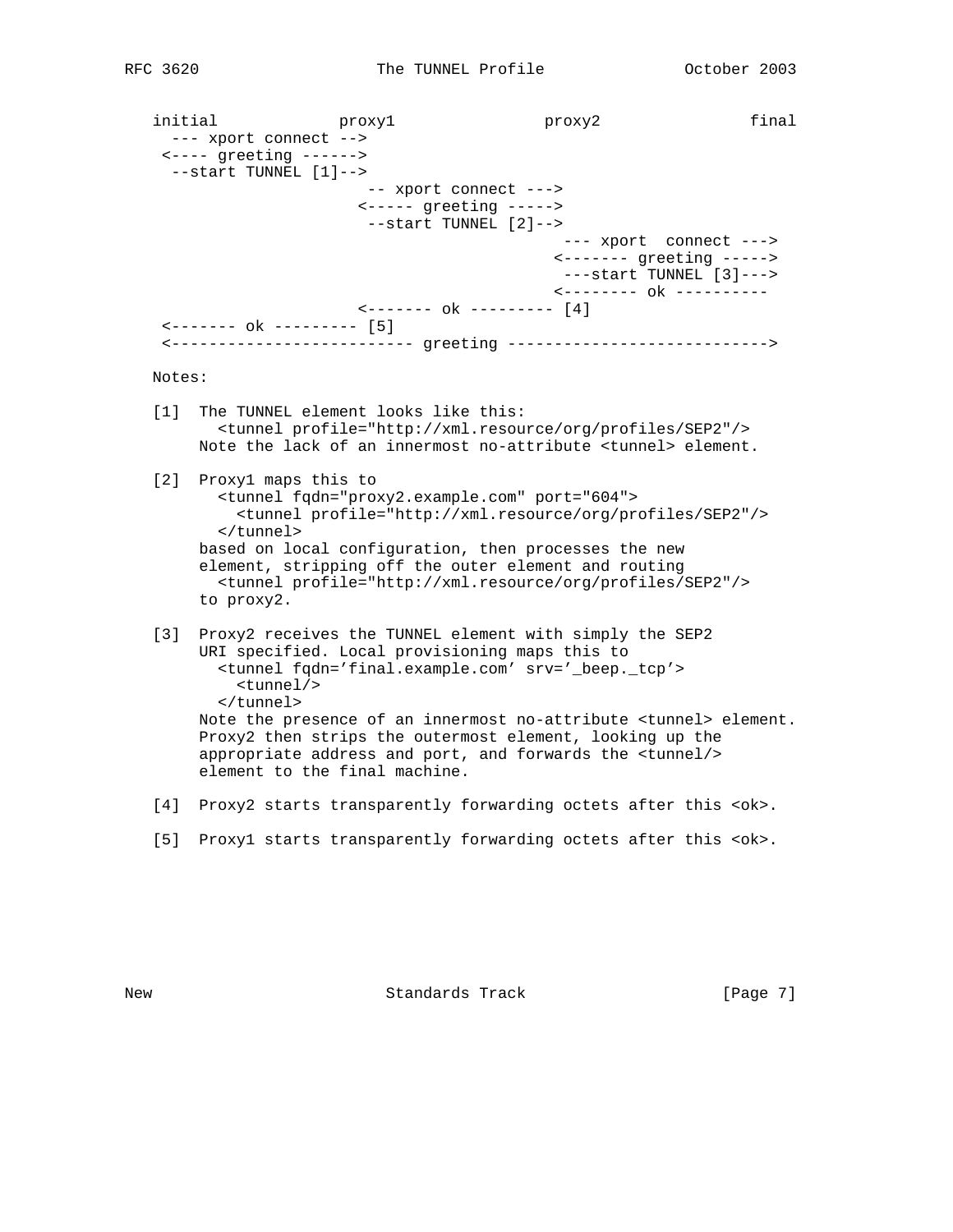```
initial             proxy1               proxy2               final
  --- xport connect -->
 <---- greeting ------>
  --start TUNNEL [1]-->
                      -- xport connect --->
                     <----- greeting ----->
                      --start TUNNEL [2]-->
                                          --- xport  connect --->
                                         <------- greeting ----->
                                          ---start TUNNEL [3]--->
                                         <-------- ok ----------
                     <------- ok --------- [4]
 <------- ok --------- [5]
 <-------------------------- greeting ---------------------------->
```

Notes:

[1] The TUNNEL element looks like this:

```
<tunnel profile="http://xml.resource/org/profiles/SEP2"/>
```

Note the lack of an innermost no-attribute <tunnel> element.

[2] Proxy1 maps this to

```
<tunnel fqdn="proxy2.example.com" port="604">
  <tunnel profile="http://xml.resource/org/profiles/SEP2"/>
</tunnel>
```

based on local configuration, then processes the new element, stripping off the outer element and routing

```
<tunnel profile="http://xml.resource/org/profiles/SEP2"/>
```

to proxy2.

[3] Proxy2 receives the TUNNEL element with simply the SEP2 URI specified. Local provisioning maps this to

```
<tunnel fqdn='final.example.com' srv='_beep._tcp'>
  <tunnel/>
</tunnel>
```

Note the presence of an innermost no-attribute <tunnel> element. Proxy2 then strips the outermost element, looking up the appropriate address and port, and forwards the <tunnel/> element to the final machine.

[4] Proxy2 starts transparently forwarding octets after this <ok>.

[5] Proxy1 starts transparently forwarding octets after this <ok>.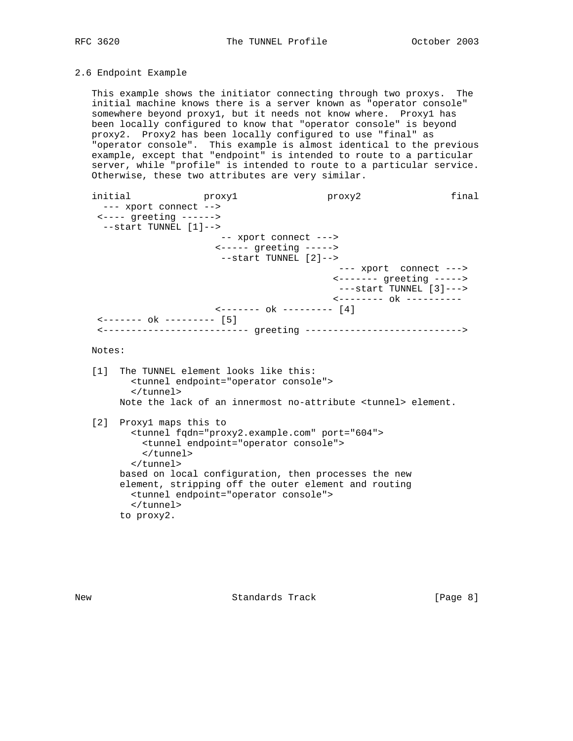## 2.6 Endpoint Example

This example shows the initiator connecting through two proxys. The initial machine knows there is a server known as "operator console" somewhere beyond proxy1, but it needs not know where. Proxy1 has been locally configured to know that "operator console" is beyond proxy2. Proxy2 has been locally configured to use "final" as "operator console". This example is almost identical to the previous example, except that "endpoint" is intended to route to a particular server, while "profile" is intended to route to a particular service. Otherwise, these two attributes are very similar.

```
initial             proxy1                proxy2               final
  --- xport connect -->
 <---- greeting ------>
  --start TUNNEL [1]-->
                      -- xport connect --->
                     <----- greeting ----->
                      --start TUNNEL [2]-->
                                           --- xport  connect --->
                                          <------- greeting ----->
                                           ---start TUNNEL [3]--->
                                          <-------- ok ----------
                     <------- ok --------- [4]
 <------- ok --------- [5]
 <-------------------------- greeting ---------------------------->
```

Notes:

[1] The TUNNEL element looks like this:

```
<tunnel endpoint="operator console">
</tunnel>
```

Note the lack of an innermost no-attribute <tunnel> element.

[2] Proxy1 maps this to

```
<tunnel fqdn="proxy2.example.com" port="604">
  <tunnel endpoint="operator console">
  </tunnel>
</tunnel>
```

based on local configuration, then processes the new element, stripping off the outer element and routing

```
<tunnel endpoint="operator console">
</tunnel>
```

to proxy2.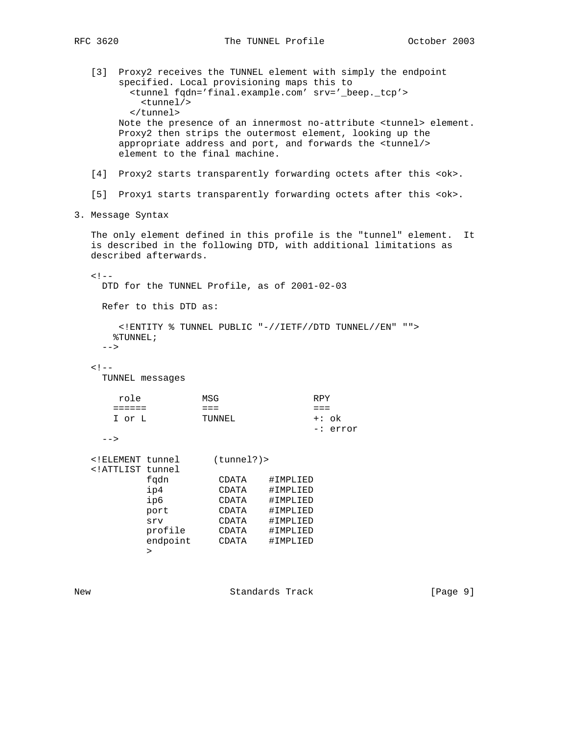[3] Proxy2 receives the TUNNEL element with simply the endpoint specified. Local provisioning maps this to

```
<tunnel fqdn='final.example.com' srv='_beep._tcp'>
  <tunnel/>
</tunnel>
```

Note the presence of an innermost no-attribute <tunnel> element. Proxy2 then strips the outermost element, looking up the appropriate address and port, and forwards the <tunnel/> element to the final machine.

[4] Proxy2 starts transparently forwarding octets after this <ok>.

[5] Proxy1 starts transparently forwarding octets after this <ok>.

## 3. Message Syntax

The only element defined in this profile is the "tunnel" element. It is described in the following DTD, with additional limitations as described afterwards.

```
<!--
  DTD for the TUNNEL Profile, as of 2001-02-03

  Refer to this DTD as:

     <!ENTITY % TUNNEL PUBLIC "-//IETF//DTD TUNNEL//EN" "">
    %TUNNEL;
  -->

<!--
  TUNNEL messages

     role          MSG                RPY
    ======         ===                ===
    I or L         TUNNEL             +: ok
                                      -: error
  -->

<!ELEMENT tunnel      (tunnel?)>
<!ATTLIST tunnel
          fqdn         CDATA    #IMPLIED
          ip4          CDATA    #IMPLIED
          ip6          CDATA    #IMPLIED
          port         CDATA    #IMPLIED
          srv          CDATA    #IMPLIED
          profile      CDATA    #IMPLIED
          endpoint     CDATA    #IMPLIED
          >
```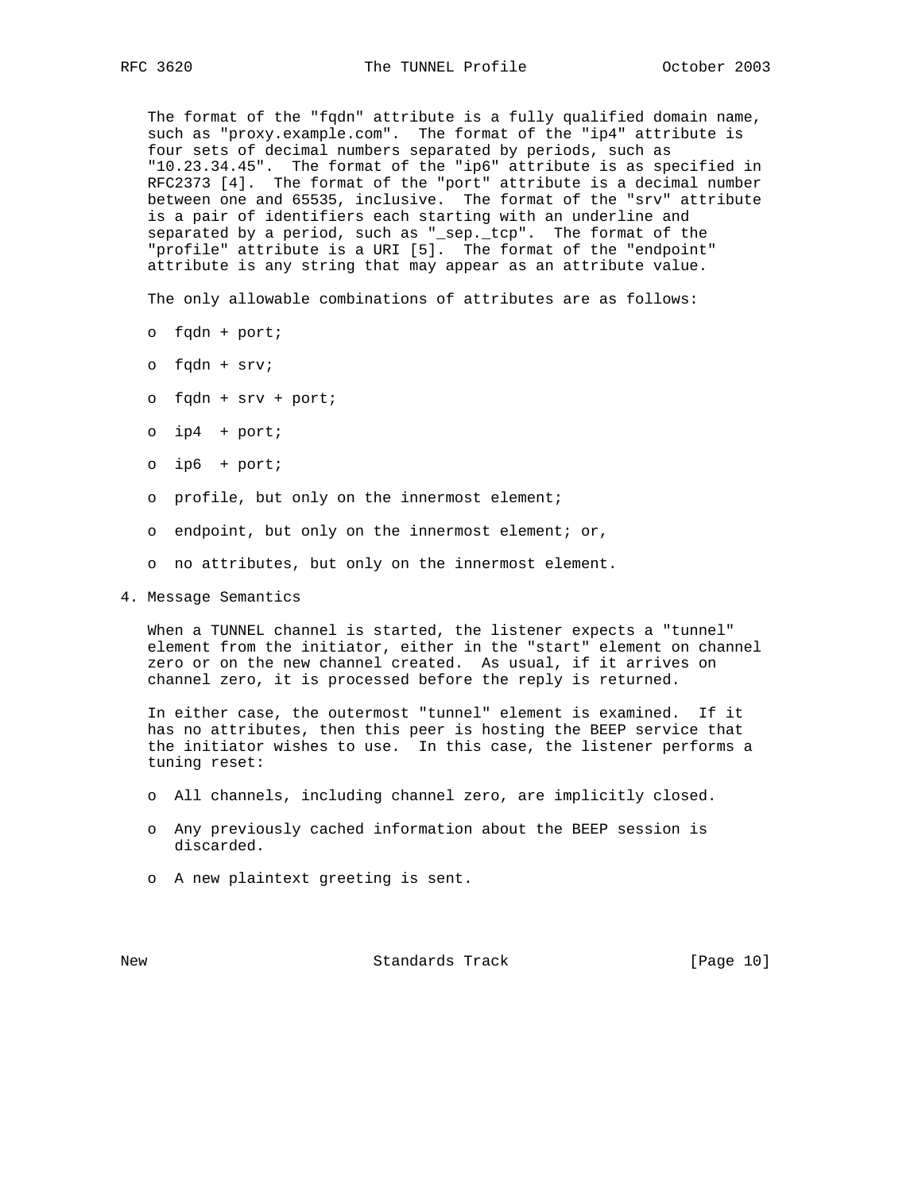The format of the "fqdn" attribute is a fully qualified domain name, such as "proxy.example.com". The format of the "ip4" attribute is four sets of decimal numbers separated by periods, such as "10.23.34.45". The format of the "ip6" attribute is as specified in RFC2373 [4]. The format of the "port" attribute is a decimal number between one and 65535, inclusive. The format of the "srv" attribute is a pair of identifiers each starting with an underline and separated by a period, such as "_sep._tcp". The format of the "profile" attribute is a URI [5]. The format of the "endpoint" attribute is any string that may appear as an attribute value.

The only allowable combinations of attributes are as follows:

- fqdn + port;
- fqdn + srv;
- fqdn + srv + port;
- ip4 + port;
- ip6 + port;
- profile, but only on the innermost element;
- endpoint, but only on the innermost element; or,
- no attributes, but only on the innermost element.

## 4. Message Semantics

When a TUNNEL channel is started, the listener expects a "tunnel" element from the initiator, either in the "start" element on channel zero or on the new channel created. As usual, if it arrives on channel zero, it is processed before the reply is returned.

In either case, the outermost "tunnel" element is examined. If it has no attributes, then this peer is hosting the BEEP service that the initiator wishes to use. In this case, the listener performs a tuning reset:

- All channels, including channel zero, are implicitly closed.
- Any previously cached information about the BEEP session is discarded.
- A new plaintext greeting is sent.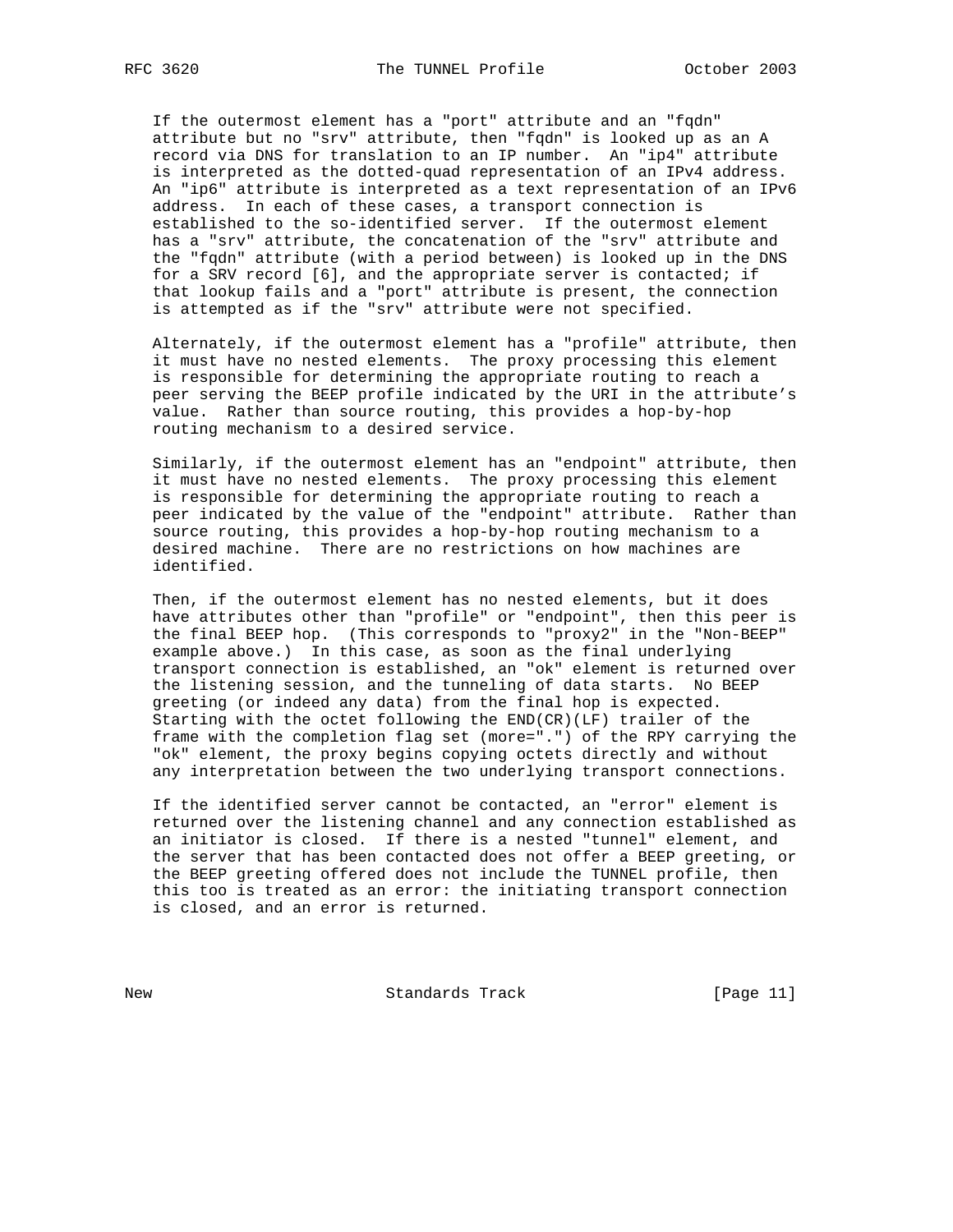If the outermost element has a "port" attribute and an "fqdn" attribute but no "srv" attribute, then "fqdn" is looked up as an A record via DNS for translation to an IP number. An "ip4" attribute is interpreted as the dotted-quad representation of an IPv4 address. An "ip6" attribute is interpreted as a text representation of an IPv6 address. In each of these cases, a transport connection is established to the so-identified server. If the outermost element has a "srv" attribute, the concatenation of the "srv" attribute and the "fqdn" attribute (with a period between) is looked up in the DNS for a SRV record [6], and the appropriate server is contacted; if that lookup fails and a "port" attribute is present, the connection is attempted as if the "srv" attribute were not specified.

Alternately, if the outermost element has a "profile" attribute, then it must have no nested elements. The proxy processing this element is responsible for determining the appropriate routing to reach a peer serving the BEEP profile indicated by the URI in the attribute's value. Rather than source routing, this provides a hop-by-hop routing mechanism to a desired service.

Similarly, if the outermost element has an "endpoint" attribute, then it must have no nested elements. The proxy processing this element is responsible for determining the appropriate routing to reach a peer indicated by the value of the "endpoint" attribute. Rather than source routing, this provides a hop-by-hop routing mechanism to a desired machine. There are no restrictions on how machines are identified.

Then, if the outermost element has no nested elements, but it does have attributes other than "profile" or "endpoint", then this peer is the final BEEP hop. (This corresponds to "proxy2" in the "Non-BEEP" example above.) In this case, as soon as the final underlying transport connection is established, an "ok" element is returned over the listening session, and the tunneling of data starts. No BEEP greeting (or indeed any data) from the final hop is expected. Starting with the octet following the END(CR)(LF) trailer of the frame with the completion flag set (more=".") of the RPY carrying the "ok" element, the proxy begins copying octets directly and without any interpretation between the two underlying transport connections.

If the identified server cannot be contacted, an "error" element is returned over the listening channel and any connection established as an initiator is closed. If there is a nested "tunnel" element, and the server that has been contacted does not offer a BEEP greeting, or the BEEP greeting offered does not include the TUNNEL profile, then this too is treated as an error: the initiating transport connection is closed, and an error is returned.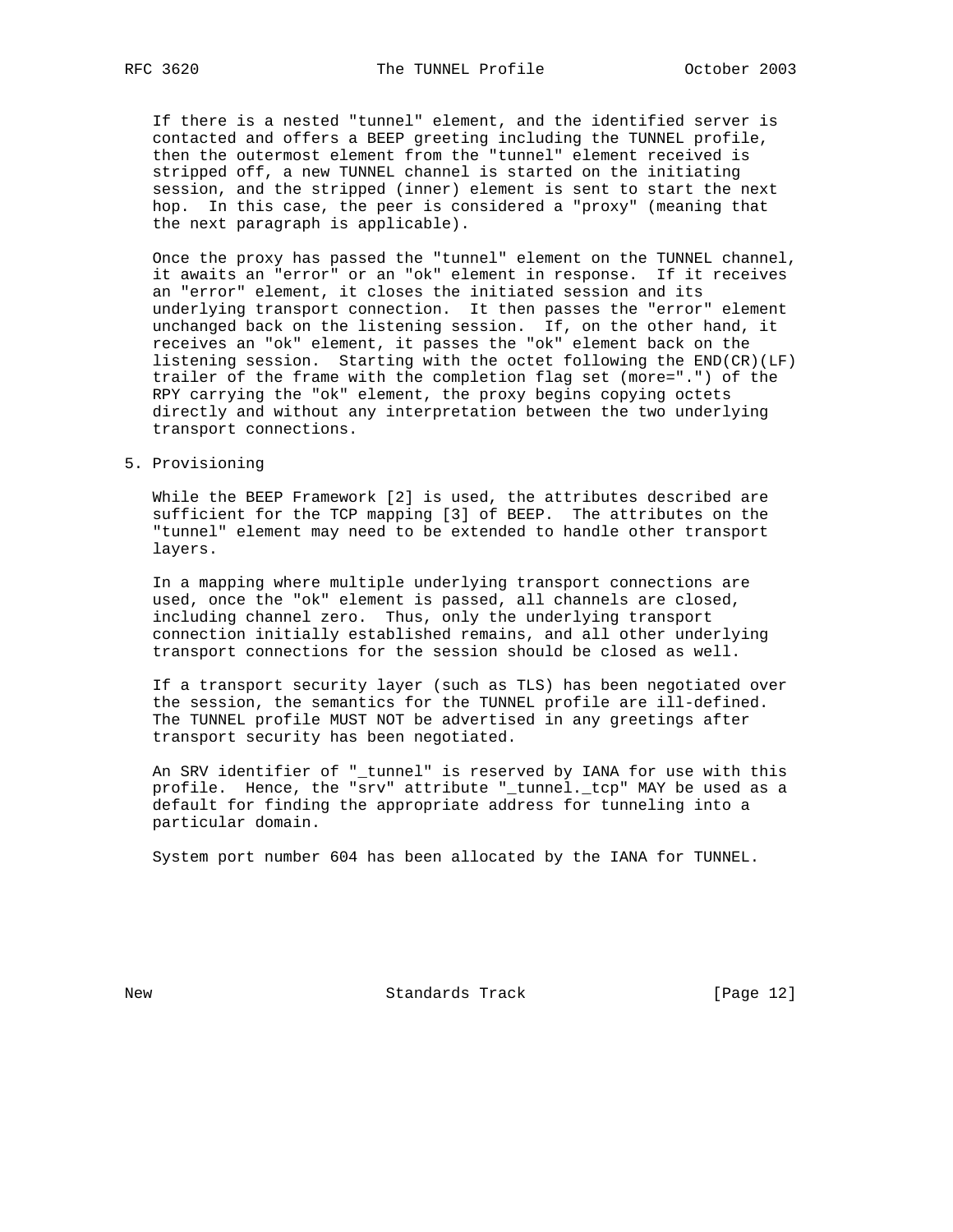If there is a nested "tunnel" element, and the identified server is contacted and offers a BEEP greeting including the TUNNEL profile, then the outermost element from the "tunnel" element received is stripped off, a new TUNNEL channel is started on the initiating session, and the stripped (inner) element is sent to start the next hop. In this case, the peer is considered a "proxy" (meaning that the next paragraph is applicable).

Once the proxy has passed the "tunnel" element on the TUNNEL channel, it awaits an "error" or an "ok" element in response. If it receives an "error" element, it closes the initiated session and its underlying transport connection. It then passes the "error" element unchanged back on the listening session. If, on the other hand, it receives an "ok" element, it passes the "ok" element back on the listening session. Starting with the octet following the END(CR)(LF) trailer of the frame with the completion flag set (more=".") of the RPY carrying the "ok" element, the proxy begins copying octets directly and without any interpretation between the two underlying transport connections.

## 5. Provisioning

While the BEEP Framework [2] is used, the attributes described are sufficient for the TCP mapping [3] of BEEP. The attributes on the "tunnel" element may need to be extended to handle other transport layers.

In a mapping where multiple underlying transport connections are used, once the "ok" element is passed, all channels are closed, including channel zero. Thus, only the underlying transport connection initially established remains, and all other underlying transport connections for the session should be closed as well.

If a transport security layer (such as TLS) has been negotiated over the session, the semantics for the TUNNEL profile are ill-defined. The TUNNEL profile MUST NOT be advertised in any greetings after transport security has been negotiated.

An SRV identifier of "_tunnel" is reserved by IANA for use with this profile. Hence, the "srv" attribute "_tunnel._tcp" MAY be used as a default for finding the appropriate address for tunneling into a particular domain.

System port number 604 has been allocated by the IANA for TUNNEL.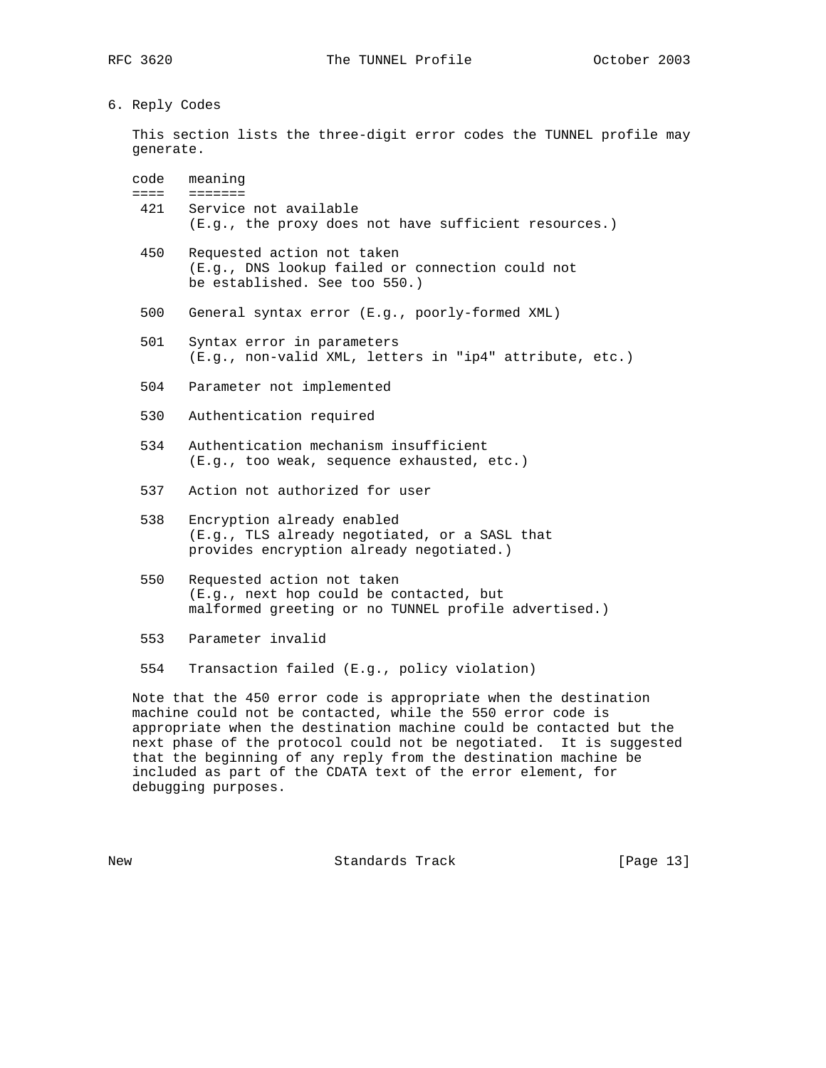## 6. Reply Codes

This section lists the three-digit error codes the TUNNEL profile may generate.

| code | meaning |
|---|---|
| 421 | Service not available (E.g., the proxy does not have sufficient resources.) |
| 450 | Requested action not taken (E.g., DNS lookup failed or connection could not be established. See too 550.) |
| 500 | General syntax error (E.g., poorly-formed XML) |
| 501 | Syntax error in parameters (E.g., non-valid XML, letters in "ip4" attribute, etc.) |
| 504 | Parameter not implemented |
| 530 | Authentication required |
| 534 | Authentication mechanism insufficient (E.g., too weak, sequence exhausted, etc.) |
| 537 | Action not authorized for user |
| 538 | Encryption already enabled (E.g., TLS already negotiated, or a SASL that provides encryption already negotiated.) |
| 550 | Requested action not taken (E.g., next hop could be contacted, but malformed greeting or no TUNNEL profile advertised.) |
| 553 | Parameter invalid |
| 554 | Transaction failed (E.g., policy violation) |

Note that the 450 error code is appropriate when the destination machine could not be contacted, while the 550 error code is appropriate when the destination machine could be contacted but the next phase of the protocol could not be negotiated. It is suggested that the beginning of any reply from the destination machine be included as part of the CDATA text of the error element, for debugging purposes.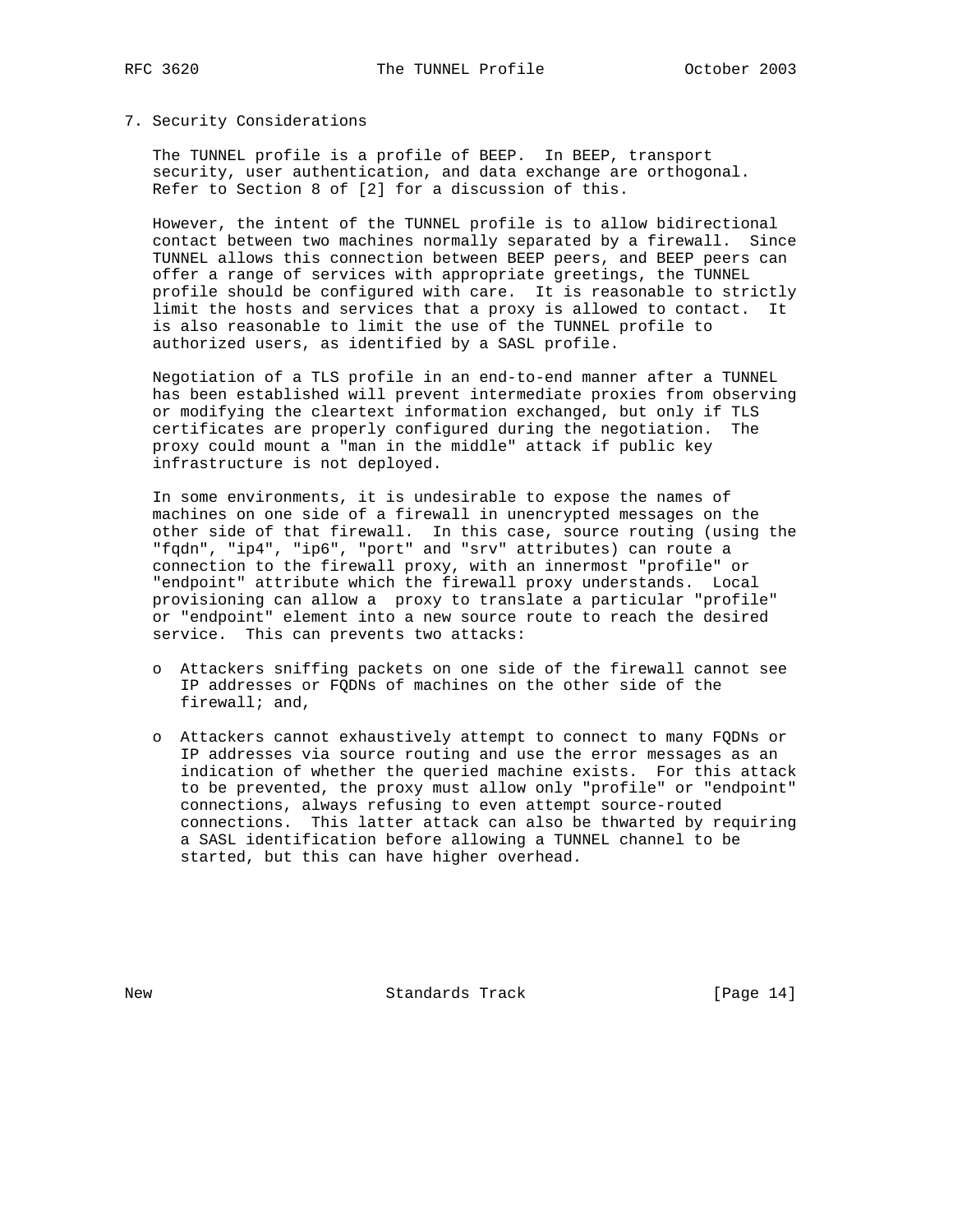## 7. Security Considerations

The TUNNEL profile is a profile of BEEP. In BEEP, transport security, user authentication, and data exchange are orthogonal. Refer to Section 8 of [2] for a discussion of this.

However, the intent of the TUNNEL profile is to allow bidirectional contact between two machines normally separated by a firewall. Since TUNNEL allows this connection between BEEP peers, and BEEP peers can offer a range of services with appropriate greetings, the TUNNEL profile should be configured with care. It is reasonable to strictly limit the hosts and services that a proxy is allowed to contact. It is also reasonable to limit the use of the TUNNEL profile to authorized users, as identified by a SASL profile.

Negotiation of a TLS profile in an end-to-end manner after a TUNNEL has been established will prevent intermediate proxies from observing or modifying the cleartext information exchanged, but only if TLS certificates are properly configured during the negotiation. The proxy could mount a "man in the middle" attack if public key infrastructure is not deployed.

In some environments, it is undesirable to expose the names of machines on one side of a firewall in unencrypted messages on the other side of that firewall. In this case, source routing (using the "fqdn", "ip4", "ip6", "port" and "srv" attributes) can route a connection to the firewall proxy, with an innermost "profile" or "endpoint" attribute which the firewall proxy understands. Local provisioning can allow a proxy to translate a particular "profile" or "endpoint" element into a new source route to reach the desired service. This can prevents two attacks:

- Attackers sniffing packets on one side of the firewall cannot see IP addresses or FQDNs of machines on the other side of the firewall; and,
- Attackers cannot exhaustively attempt to connect to many FQDNs or IP addresses via source routing and use the error messages as an indication of whether the queried machine exists. For this attack to be prevented, the proxy must allow only "profile" or "endpoint" connections, always refusing to even attempt source-routed connections. This latter attack can also be thwarted by requiring a SASL identification before allowing a TUNNEL channel to be started, but this can have higher overhead.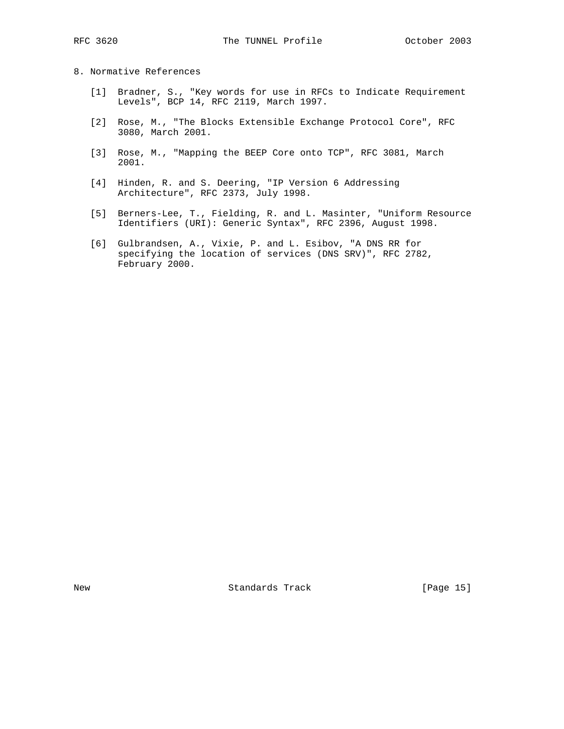## 8. Normative References

[1] Bradner, S., "Key words for use in RFCs to Indicate Requirement Levels", BCP 14, RFC 2119, March 1997.

[2] Rose, M., "The Blocks Extensible Exchange Protocol Core", RFC 3080, March 2001.

[3] Rose, M., "Mapping the BEEP Core onto TCP", RFC 3081, March 2001.

[4] Hinden, R. and S. Deering, "IP Version 6 Addressing Architecture", RFC 2373, July 1998.

[5] Berners-Lee, T., Fielding, R. and L. Masinter, "Uniform Resource Identifiers (URI): Generic Syntax", RFC 2396, August 1998.

[6] Gulbrandsen, A., Vixie, P. and L. Esibov, "A DNS RR for specifying the location of services (DNS SRV)", RFC 2782, February 2000.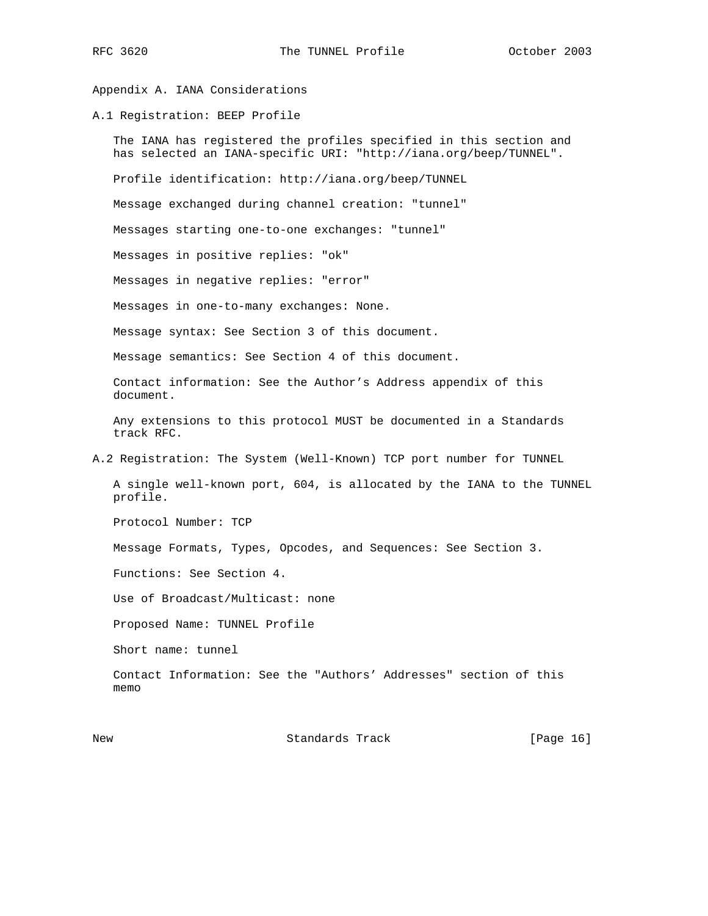# Appendix A. IANA Considerations

## A.1 Registration: BEEP Profile

The IANA has registered the profiles specified in this section and has selected an IANA-specific URI: "http://iana.org/beep/TUNNEL".

Profile identification: http://iana.org/beep/TUNNEL

Message exchanged during channel creation: "tunnel"

Messages starting one-to-one exchanges: "tunnel"

Messages in positive replies: "ok"

Messages in negative replies: "error"

Messages in one-to-many exchanges: None.

Message syntax: See Section 3 of this document.

Message semantics: See Section 4 of this document.

Contact information: See the Author’s Address appendix of this document.

Any extensions to this protocol MUST be documented in a Standards track RFC.

## A.2 Registration: The System (Well-Known) TCP port number for TUNNEL

A single well-known port, 604, is allocated by the IANA to the TUNNEL profile.

Protocol Number: TCP

Message Formats, Types, Opcodes, and Sequences: See Section 3.

Functions: See Section 4.

Use of Broadcast/Multicast: none

Proposed Name: TUNNEL Profile

Short name: tunnel

Contact Information: See the "Authors’ Addresses" section of this memo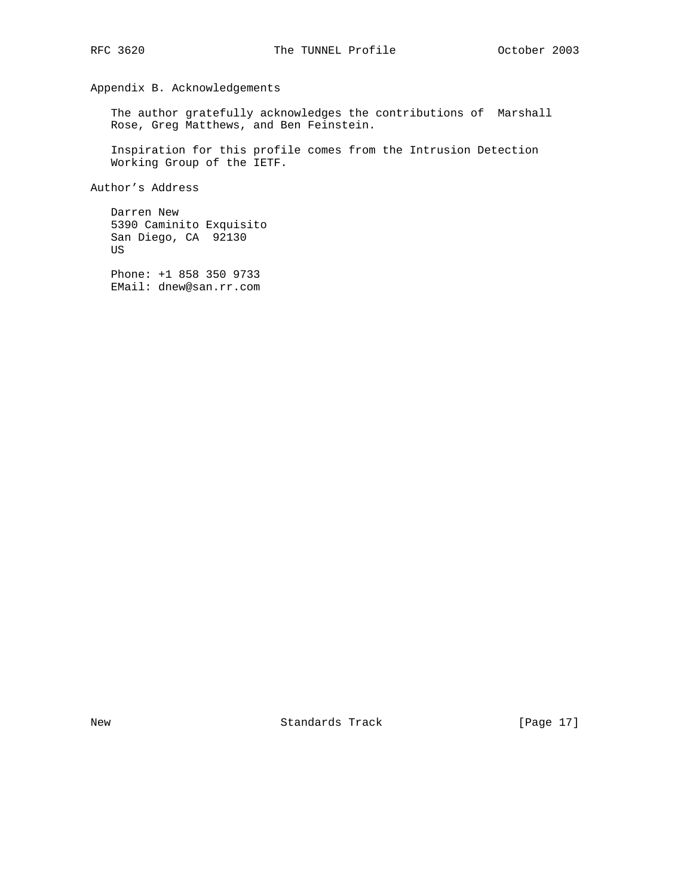## Appendix B. Acknowledgements

The author gratefully acknowledges the contributions of Marshall Rose, Greg Matthews, and Ben Feinstein.

Inspiration for this profile comes from the Intrusion Detection Working Group of the IETF.

## Author's Address

Darren New
5390 Caminito Exquisito
San Diego, CA 92130
US

Phone: +1 858 350 9733
EMail: dnew@san.rr.com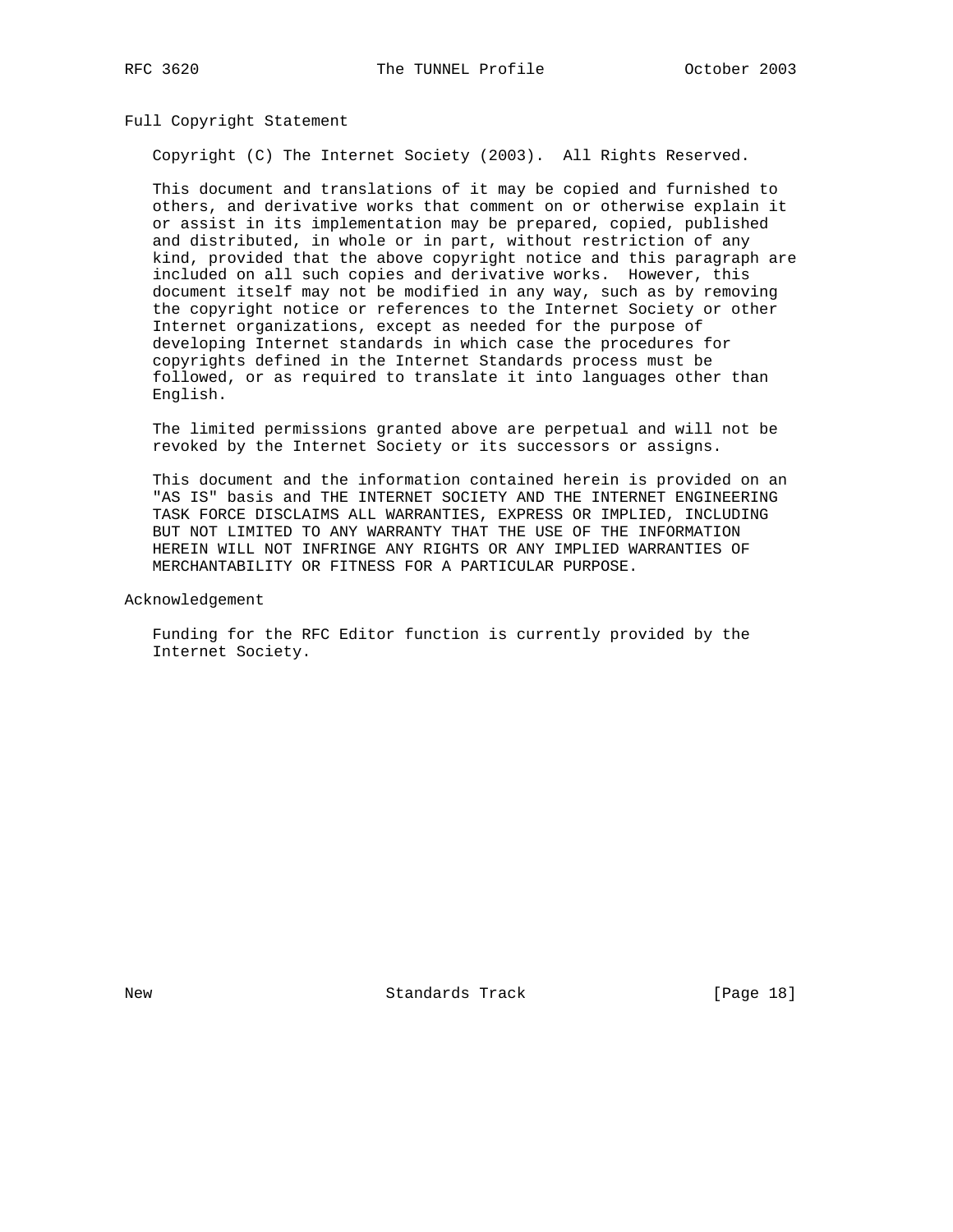## Full Copyright Statement

Copyright (C) The Internet Society (2003). All Rights Reserved.

This document and translations of it may be copied and furnished to others, and derivative works that comment on or otherwise explain it or assist in its implementation may be prepared, copied, published and distributed, in whole or in part, without restriction of any kind, provided that the above copyright notice and this paragraph are included on all such copies and derivative works. However, this document itself may not be modified in any way, such as by removing the copyright notice or references to the Internet Society or other Internet organizations, except as needed for the purpose of developing Internet standards in which case the procedures for copyrights defined in the Internet Standards process must be followed, or as required to translate it into languages other than English.

The limited permissions granted above are perpetual and will not be revoked by the Internet Society or its successors or assigns.

This document and the information contained herein is provided on an "AS IS" basis and THE INTERNET SOCIETY AND THE INTERNET ENGINEERING TASK FORCE DISCLAIMS ALL WARRANTIES, EXPRESS OR IMPLIED, INCLUDING BUT NOT LIMITED TO ANY WARRANTY THAT THE USE OF THE INFORMATION HEREIN WILL NOT INFRINGE ANY RIGHTS OR ANY IMPLIED WARRANTIES OF MERCHANTABILITY OR FITNESS FOR A PARTICULAR PURPOSE.

## Acknowledgement

Funding for the RFC Editor function is currently provided by the Internet Society.